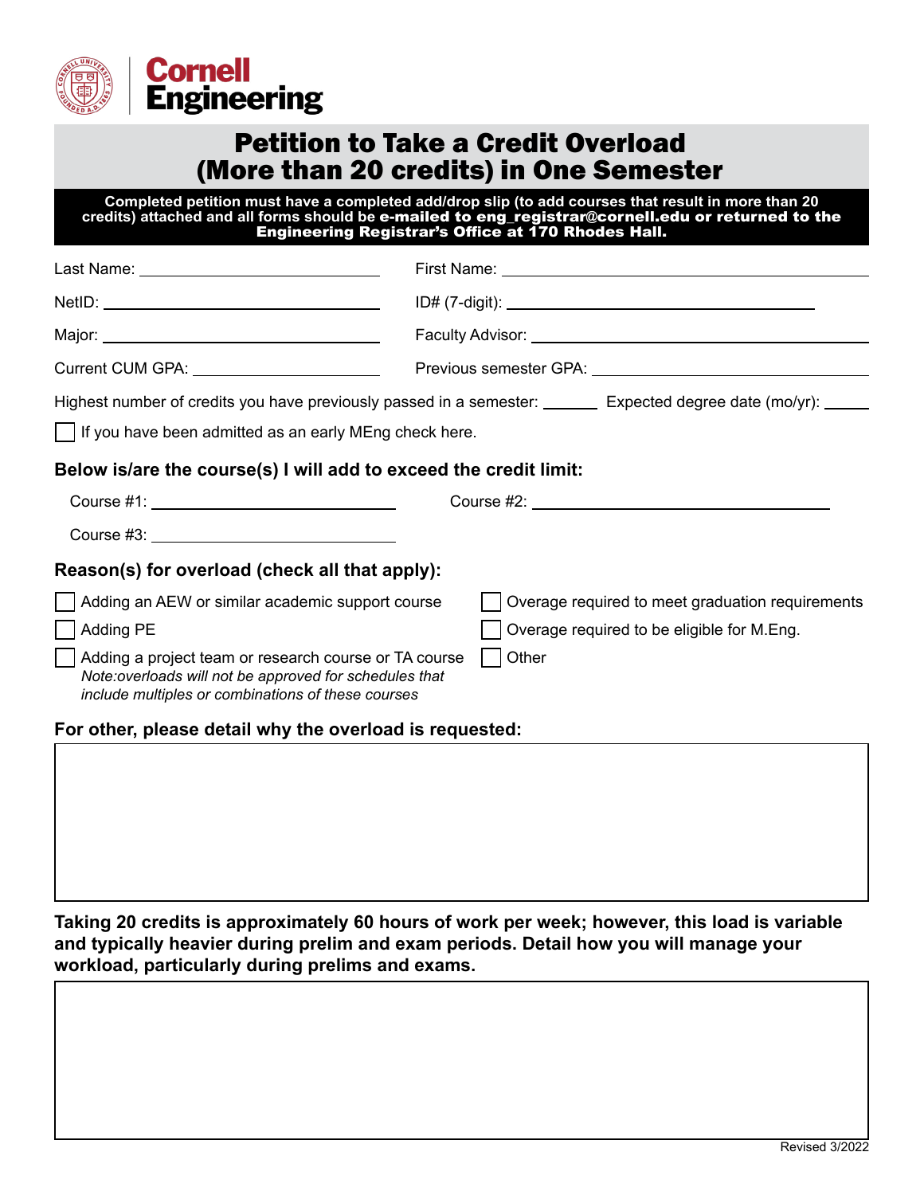Cornell Engineering

# Petition to Take a Credit Overload (More than 20 credits) in One Semester

**Completed petition must have a completed add/drop slip (to add courses that result in more than 20 credits) attached and all forms should be e-mailed to eng_registrar@cornell.edu or returned to the Engineering Registrar's Office at 170 Rhodes Hall.**

Last Name: ____________________ First Name: ____________________

NetID: ____________________ ID# (7-digit): ____________________

Major: ____________________ Faculty Advisor: ____________________

Current CUM GPA: ____________________ Previous semester GPA: ____________________

Highest number of credits you have previously passed in a semester: ______ Expected degree date (mo/yr): ______

☐ If you have been admitted as an early MEng check here.

### Below is/are the course(s) I will add to exceed the credit limit:

Course #1: ____________________ Course #2: ____________________

Course #3: ____________________

### Reason(s) for overload (check all that apply):

☐ Adding an AEW or similar academic support course

☐ Adding PE

☐ Adding a project team or research course or TA course
*Note:overloads will not be approved for schedules that include multiples or combinations of these courses*

☐ Overage required to meet graduation requirements

☐ Overage required to be eligible for M.Eng.

☐ Other

### For other, please detail why the overload is requested:

**Taking 20 credits is approximately 60 hours of work per week; however, this load is variable and typically heavier during prelim and exam periods. Detail how you will manage your workload, particularly during prelims and exams.**

Revised 3/2022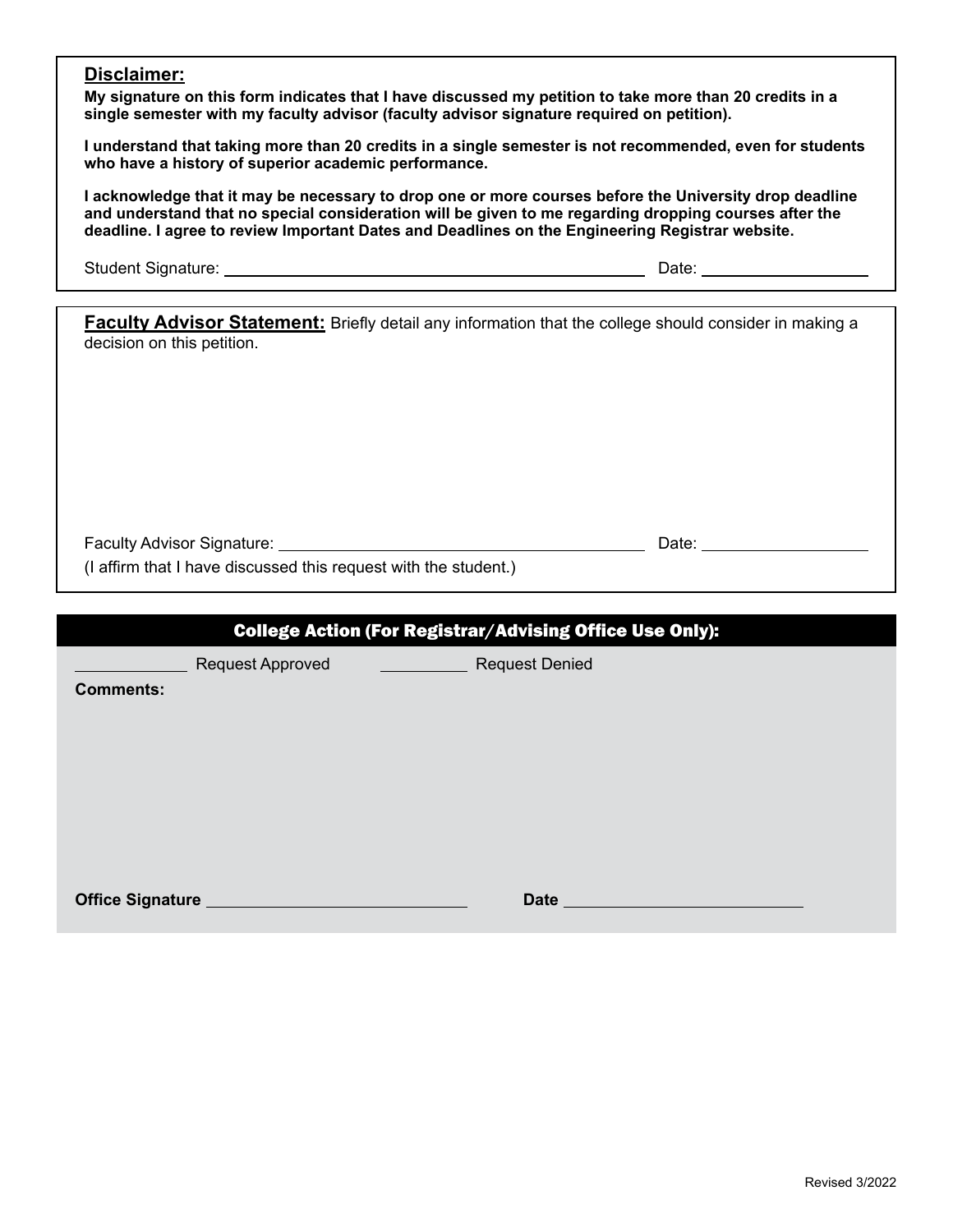## Disclaimer:

**My signature on this form indicates that I have discussed my petition to take more than 20 credits in a single semester with my faculty advisor (faculty advisor signature required on petition).**

**I understand that taking more than 20 credits in a single semester is not recommended, even for students who have a history of superior academic performance.**

**I acknowledge that it may be necessary to drop one or more courses before the University drop deadline and understand that no special consideration will be given to me regarding dropping courses after the deadline. I agree to review Important Dates and Deadlines on the Engineering Registrar website.**

Student Signature: ______________________________ Date: ______________

**Faculty Advisor Statement:** Briefly detail any information that the college should consider in making a decision on this petition.

Faculty Advisor Signature: ______________________________ Date: ______________

(I affirm that I have discussed this request with the student.)

## College Action (For Registrar/Advising Office Use Only):

__________ Request Approved __________ Request Denied

**Comments:**

**Office Signature** ______________________ **Date** ______________________

Revised 3/2022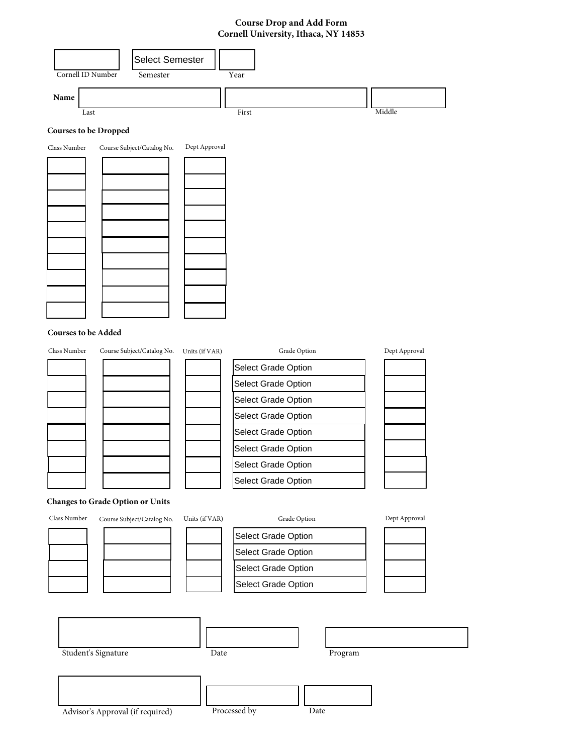# Course Drop and Add Form
## Cornell University, Ithaca, NY 14853

| Cornell ID Number | Semester | Year |
|---|---|---|
| | Select Semester | |

**Name**

| Last | First | Middle |
|---|---|---|
| | | |

**Courses to be Dropped**

| Class Number | Course Subject/Catalog No. | Dept Approval |
|---|---|---|
| | | |
| | | |
| | | |
| | | |
| | | |
| | | |
| | | |
| | | |
| | | |
| | | |

**Courses to be Added**

| Class Number | Course Subject/Catalog No. | Units (if VAR) | Grade Option | Dept Approval |
|---|---|---|---|---|
| | | | Select Grade Option | |
| | | | Select Grade Option | |
| | | | Select Grade Option | |
| | | | Select Grade Option | |
| | | | Select Grade Option | |
| | | | Select Grade Option | |
| | | | Select Grade Option | |
| | | | Select Grade Option | |

**Changes to Grade Option or Units**

| Class Number | Course Subject/Catalog No. | Units (if VAR) | Grade Option | Dept Approval |
|---|---|---|---|---|
| | | | Select Grade Option | |
| | | | Select Grade Option | |
| | | | Select Grade Option | |
| | | | Select Grade Option | |

| Student's Signature | Date | Program |
|---|---|---|
| | | |

| Advisor's Approval (if required) | Processed by | Date |
|---|---|---|
| | | |